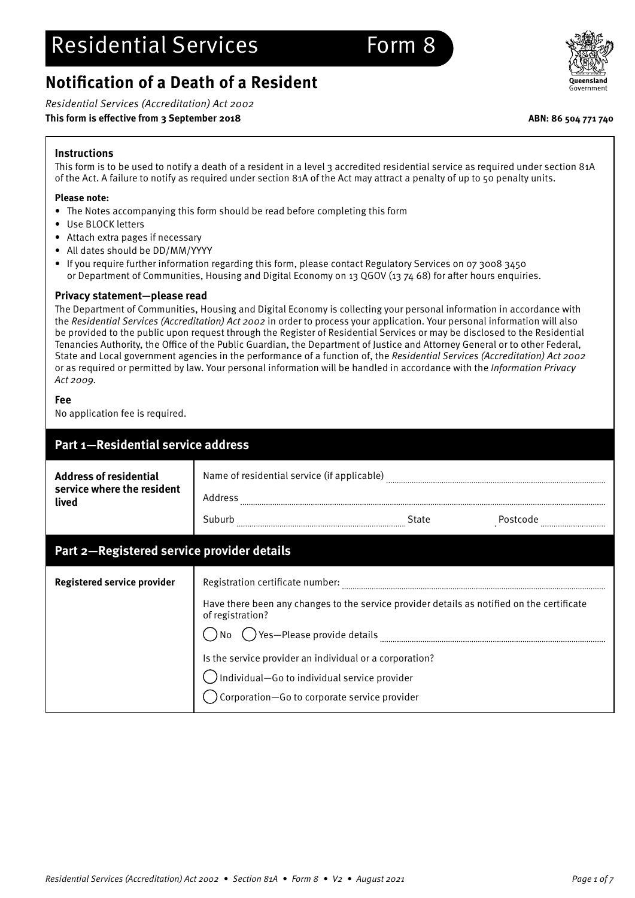# Residential Services Form 8

## Notification of a Death of a Resident

*Residential Services (Accreditation) Act 2002*

**This form is effective from 3 September 2018**

**ABN: 86 504 771 740**

### Instructions

This form is to be used to notify a death of a resident in a level 3 accredited residential service as required under section 81A of the Act. A failure to notify as required under section 81A of the Act may attract a penalty of up to 50 penalty units.

**Please note:**

- The Notes accompanying this form should be read before completing this form
- Use BLOCK letters
- Attach extra pages if necessary
- All dates should be DD/MM/YYYY
- If you require further information regarding this form, please contact Regulatory Services on 07 3008 3450 or Department of Communities, Housing and Digital Economy on 13 QGOV (13 74 68) for after hours enquiries.

### Privacy statement—please read

The Department of Communities, Housing and Digital Economy is collecting your personal information in accordance with the *Residential Services (Accreditation) Act 2002* in order to process your application. Your personal information will also be provided to the public upon request through the Register of Residential Services or may be disclosed to the Residential Tenancies Authority, the Office of the Public Guardian, the Department of Justice and Attorney General or to other Federal, State and Local government agencies in the performance of a function of, the *Residential Services (Accreditation) Act 2002* or as required or permitted by law. Your personal information will be handled in accordance with the *Information Privacy Act 2009*.

### Fee

No application fee is required.

## Part 1—Residential service address

| | |
|---|---|
| **Address of residential service where the resident lived** | Name of residential service (if applicable) ..................<br>Address ..................<br>Suburb .................. State .................. Postcode .................. |

## Part 2—Registered service provider details

| | |
|---|---|
| **Registered service provider** | Registration certificate number: ..................<br>Have there been any changes to the service provider details as notified on the certificate of registration?<br>◯ No ◯ Yes—Please provide details ..................<br>Is the service provider an individual or a corporation?<br>◯ Individual—Go to individual service provider<br>◯ Corporation—Go to corporate service provider |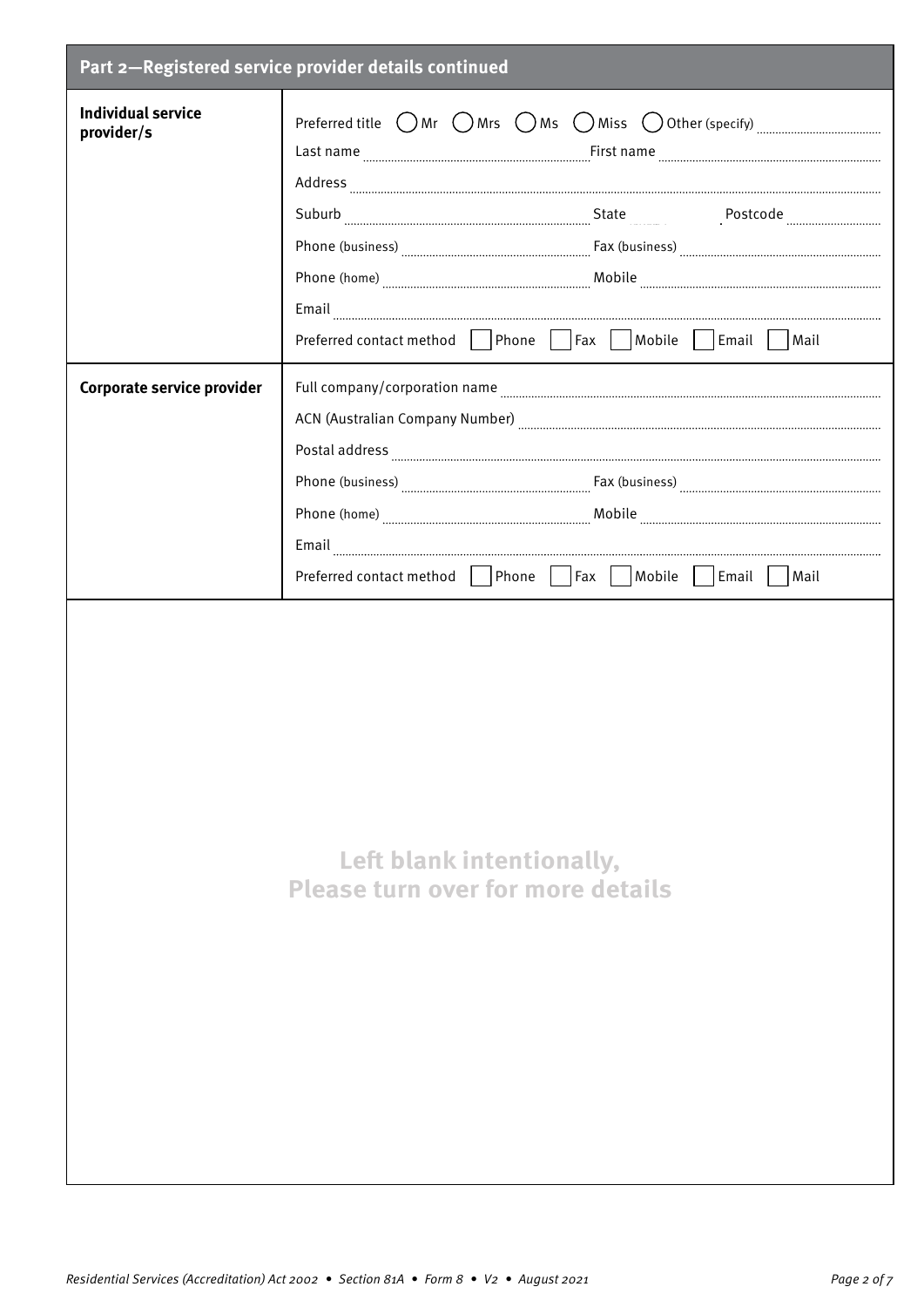## Part 2—Registered service provider details continued

| | |
|---|---|
| **Individual service provider/s** | Preferred title ◯ Mr ◯ Mrs ◯ Ms ◯ Miss ◯ Other (specify) ............<br>Last name ............ First name ............<br>Address ............<br>Suburb ............ State ............ Postcode ............<br>Phone (business) ............ Fax (business) ............<br>Phone (home) ............ Mobile ............<br>Email ............<br>Preferred contact method ☐ Phone ☐ Fax ☐ Mobile ☐ Email ☐ Mail |
| **Corporate service provider** | Full company/corporation name ............<br>ACN (Australian Company Number) ............<br>Postal address ............<br>Phone (business) ............ Fax (business) ............<br>Phone (home) ............ Mobile ............<br>Email ............<br>Preferred contact method ☐ Phone ☐ Fax ☐ Mobile ☐ Email ☐ Mail |

**Left blank intentionally,**
**Please turn over for more details**

*Residential Services (Accreditation) Act 2002 • Section 81A • Form 8 • V2 • August 2021*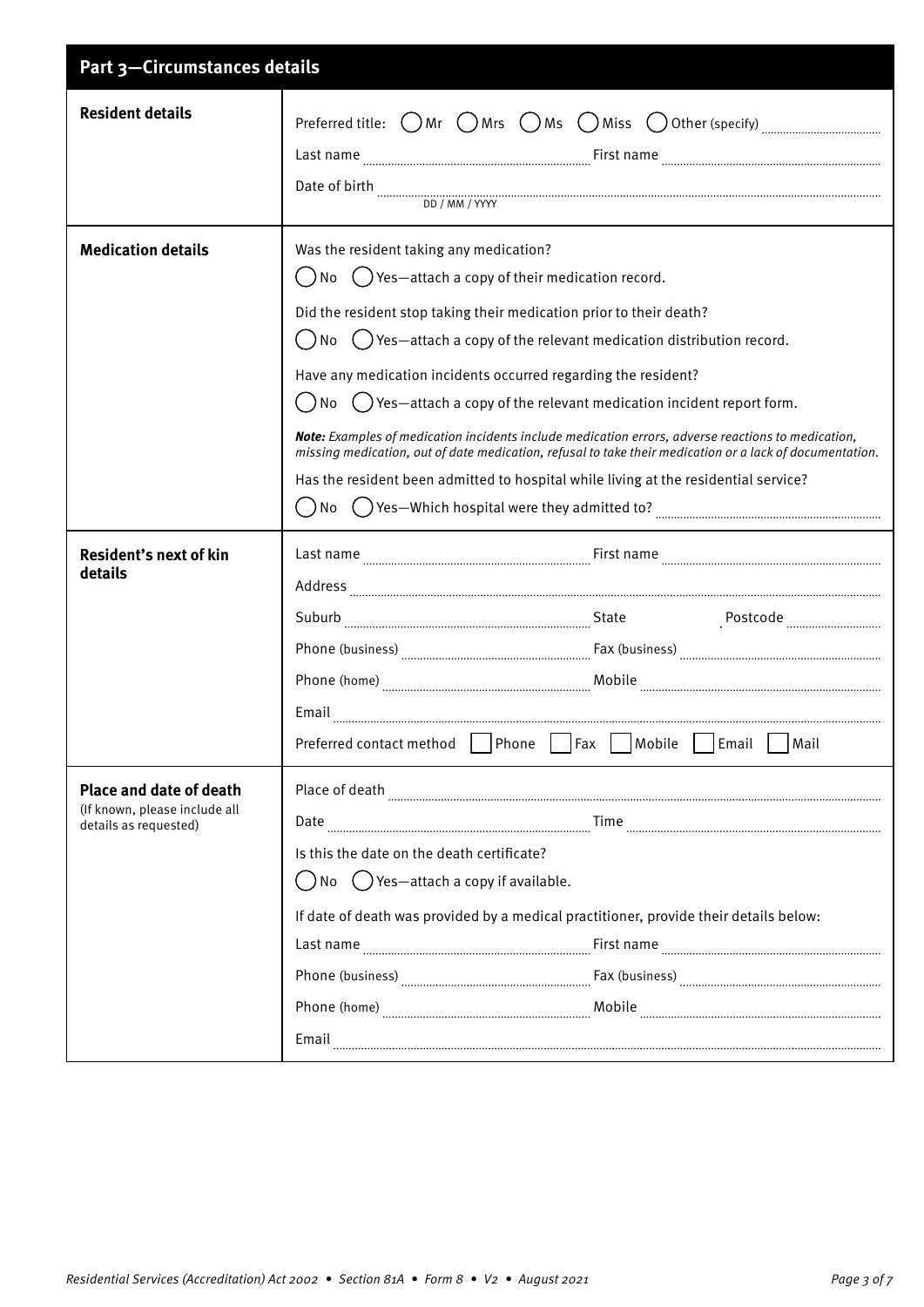## Part 3—Circumstances details

### Resident details

Preferred title: ◯ Mr ◯ Mrs ◯ Ms ◯ Miss ◯ Other (specify) ..................

Last name .................................. First name ..................................

Date of birth .................................. (DD / MM / YYYY)

### Medication details

Was the resident taking any medication?

◯ No ◯ Yes—attach a copy of their medication record.

Did the resident stop taking their medication prior to their death?

◯ No ◯ Yes—attach a copy of the relevant medication distribution record.

Have any medication incidents occurred regarding the resident?

◯ No ◯ Yes—attach a copy of the relevant medication incident report form.

***Note:*** *Examples of medication incidents include medication errors, adverse reactions to medication, missing medication, out of date medication, refusal to take their medication or a lack of documentation.*

Has the resident been admitted to hospital while living at the residential service?

◯ No ◯ Yes—Which hospital were they admitted to? ..................................

### Resident's next of kin details

Last name .................................. First name ..................................

Address ..................................

Suburb .................................. State .................. Postcode ..................

Phone (business) .................................. Fax (business) ..................................

Phone (home) .................................. Mobile ..................................

Email ..................................

Preferred contact method ☐ Phone ☐ Fax ☐ Mobile ☐ Email ☐ Mail

### Place and date of death

(If known, please include all details as requested)

Place of death ..................................

Date .................................. Time ..................................

Is this the date on the death certificate?

◯ No ◯ Yes—attach a copy if available.

If date of death was provided by a medical practitioner, provide their details below:

Last name .................................. First name ..................................

Phone (business) .................................. Fax (business) ..................................

Phone (home) .................................. Mobile ..................................

Email ..................................

*Residential Services (Accreditation) Act 2002 • Section 81A • Form 8 • V2 • August 2021*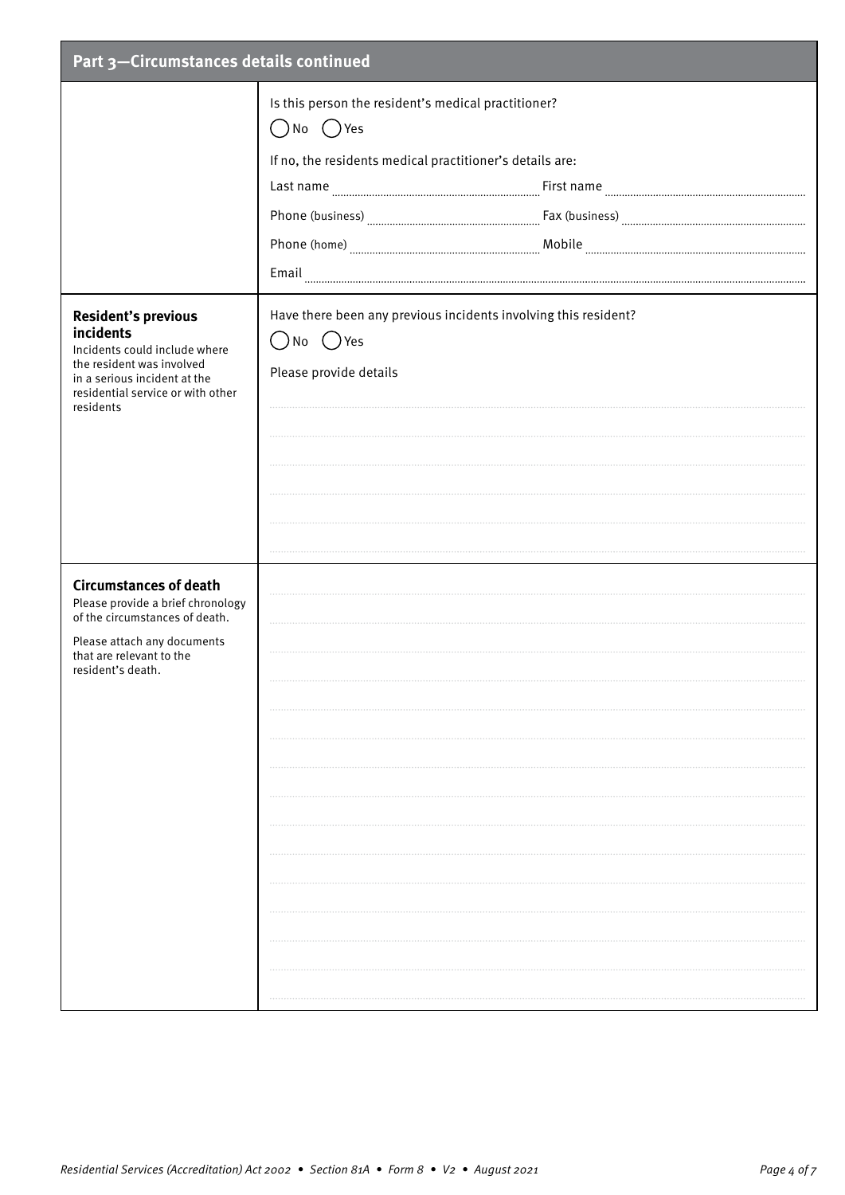## Part 3—Circumstances details continued

| | |
|---|---|
| | Is this person the resident's medical practitioner?<br>◯ No ◯ Yes<br>If no, the residents medical practitioner's details are:<br>Last name ............ First name ............<br>Phone (business) ............ Fax (business) ............<br>Phone (home) ............ Mobile ............<br>Email ............ |
| **Resident's previous incidents**<br>Incidents could include where the resident was involved in a serious incident at the residential service or with other residents | Have there been any previous incidents involving this resident?<br>◯ No ◯ Yes<br>Please provide details<br>............ |
| **Circumstances of death**<br>Please provide a brief chronology of the circumstances of death.<br>Please attach any documents that are relevant to the resident's death. | ............ |

*Residential Services (Accreditation) Act 2002 • Section 81A • Form 8 • V2 • August 2021*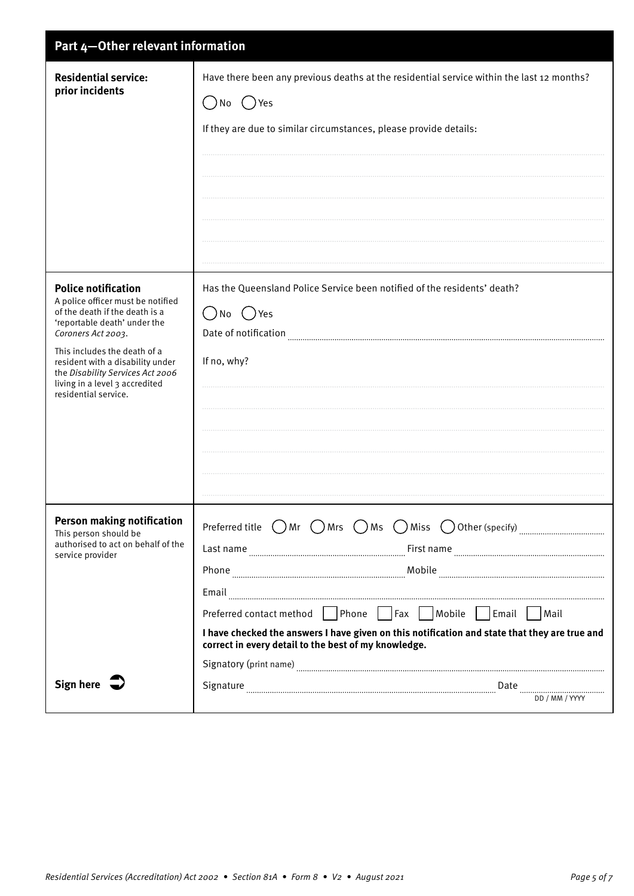## Part 4—Other relevant information

### Residential service: prior incidents

Have there been any previous deaths at the residential service within the last 12 months?

( ) No ( ) Yes

If they are due to similar circumstances, please provide details:

...........................................................................................................................

...........................................................................................................................

...........................................................................................................................

...........................................................................................................................

...........................................................................................................................

...........................................................................................................................

### Police notification

A police officer must be notified of the death if the death is a 'reportable death' under the *Coroners Act 2003*.

This includes the death of a resident with a disability under the *Disability Services Act 2006* living in a level 3 accredited residential service.

Has the Queensland Police Service been notified of the residents' death?

( ) No ( ) Yes

Date of notification ...........................................................................................................

If no, why?

...........................................................................................................................

...........................................................................................................................

...........................................................................................................................

...........................................................................................................................

...........................................................................................................................

...........................................................................................................................

### Person making notification

This person should be authorised to act on behalf of the service provider

Preferred title ( ) Mr ( ) Mrs ( ) Ms ( ) Miss ( ) Other (specify) ....................................

Last name ........................................................ First name ........................................................

Phone ........................................................ Mobile ........................................................

Email ...........................................................................................................................

Preferred contact method [ ] Phone [ ] Fax [ ] Mobile [ ] Email [ ] Mail

**I have checked the answers I have given on this notification and state that they are true and correct in every detail to the best of my knowledge.**

Signatory (print name) ...........................................................................................................

**Sign here** ➲

Signature ........................................................................................ Date ........................
DD / MM / YYYY

*Residential Services (Accreditation) Act 2002 • Section 81A • Form 8 • V2 • August 2021*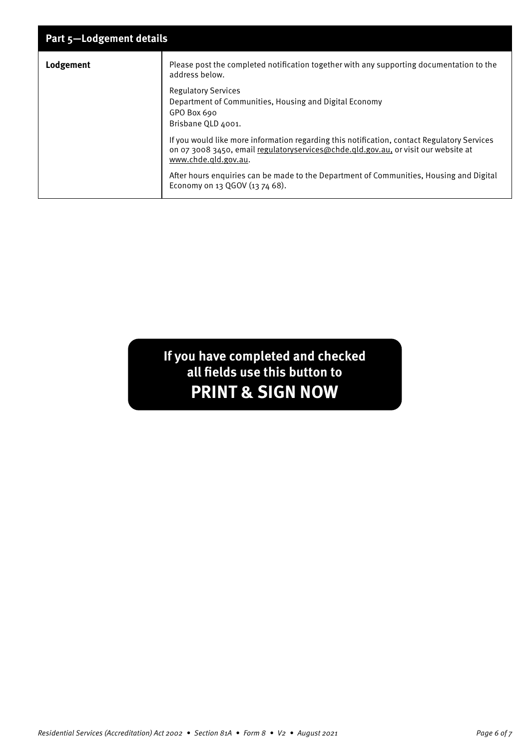## Part 5—Lodgement details

| | |
|---|---|
| **Lodgement** | Please post the completed notification together with any supporting documentation to the address below.<br><br>Regulatory Services<br>Department of Communities, Housing and Digital Economy<br>GPO Box 690<br>Brisbane QLD 4001.<br><br>If you would like more information regarding this notification, contact Regulatory Services on 07 3008 3450, email regulatoryservices@chde.qld.gov.au, or visit our website at www.chde.qld.gov.au.<br><br>After hours enquiries can be made to the Department of Communities, Housing and Digital Economy on 13 QGOV (13 74 68). |

**If you have completed and checked all fields use this button to**
**PRINT & SIGN NOW**

*Residential Services (Accreditation) Act 2002 • Section 81A • Form 8 • V2 • August 2021*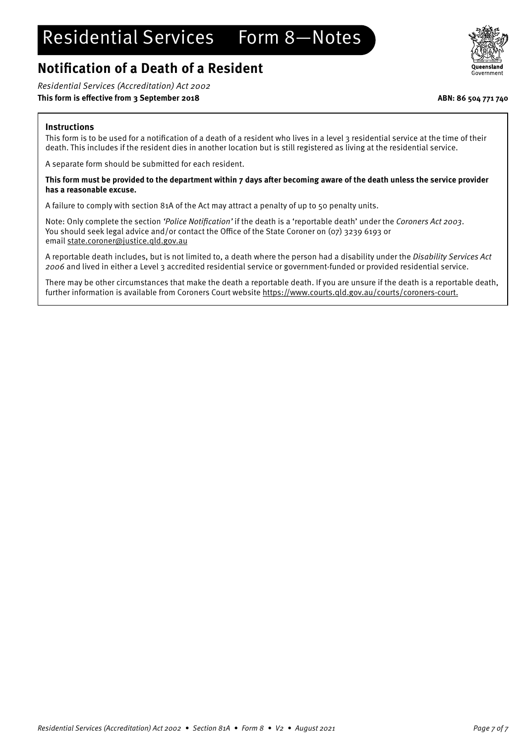# Residential Services Form 8—Notes

## Notification of a Death of a Resident

*Residential Services (Accreditation) Act 2002*

**This form is effective from 3 September 2018** **ABN: 86 504 771 740**

### Instructions

This form is to be used for a notification of a death of a resident who lives in a level 3 residential service at the time of their death. This includes if the resident dies in another location but is still registered as living at the residential service.

A separate form should be submitted for each resident.

**This form must be provided to the department within 7 days after becoming aware of the death unless the service provider has a reasonable excuse.**

A failure to comply with section 81A of the Act may attract a penalty of up to 50 penalty units.

Note: Only complete the section *'Police Notification'* if the death is a 'reportable death' under the *Coroners Act 2003*. You should seek legal advice and/or contact the Office of the State Coroner on (07) 3239 6193 or email state.coroner@justice.qld.gov.au

A reportable death includes, but is not limited to, a death where the person had a disability under the *Disability Services Act 2006* and lived in either a Level 3 accredited residential service or government-funded or provided residential service.

There may be other circumstances that make the death a reportable death. If you are unsure if the death is a reportable death, further information is available from Coroners Court website https://www.courts.qld.gov.au/courts/coroners-court.